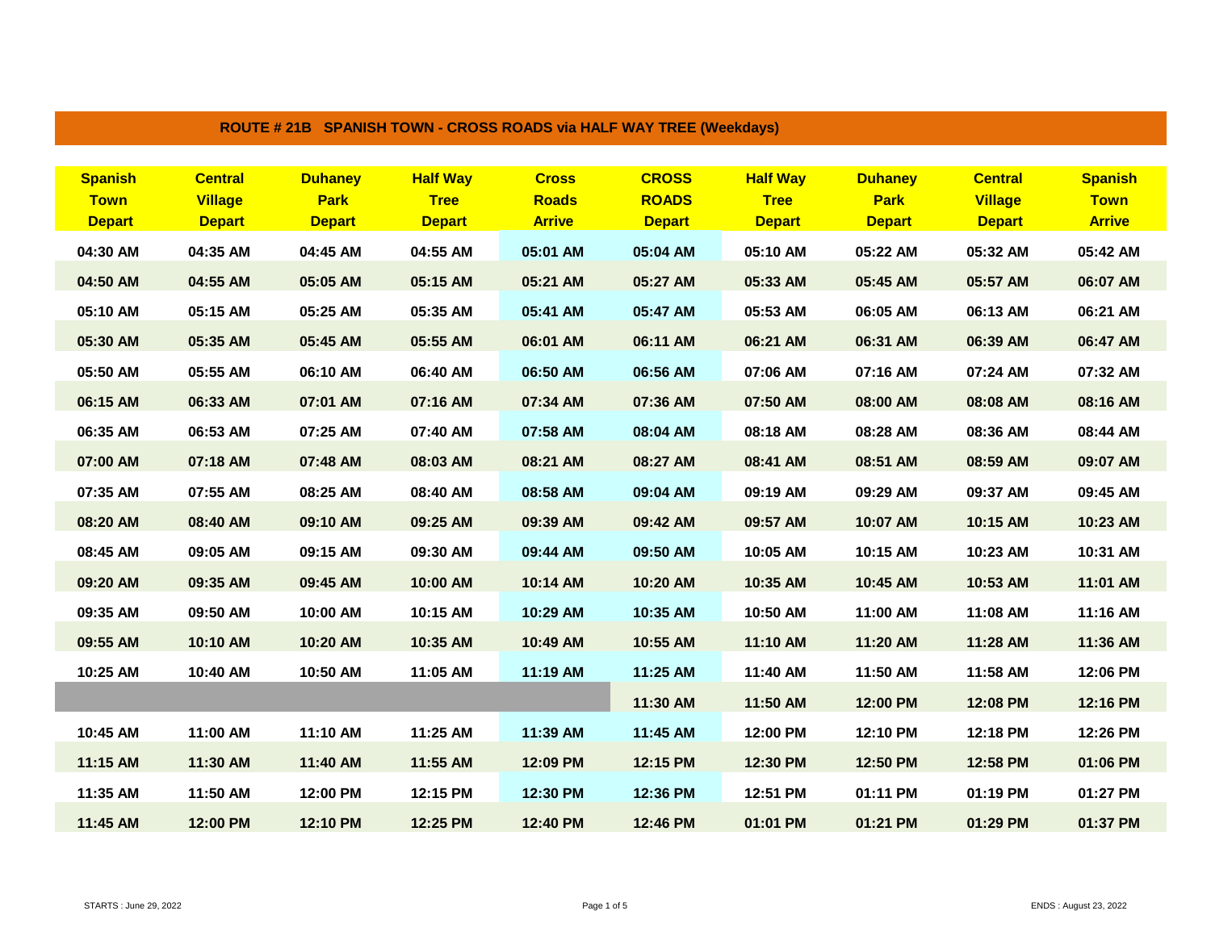## ROUTE # 21B SPANISH TOWN - CROSS ROADS via HALF WAY TREE (Weekdays)

| Spanish Town Depart | Central Village Depart | Duhaney Park Depart | Half Way Tree Depart | Cross Roads Arrive | CROSS ROADS Depart | Half Way Tree Depart | Duhaney Park Depart | Central Village Depart | Spanish Town Arrive |
|---|---|---|---|---|---|---|---|---|---|
| 04:30 AM | 04:35 AM | 04:45 AM | 04:55 AM | 05:01 AM | 05:04 AM | 05:10 AM | 05:22 AM | 05:32 AM | 05:42 AM |
| 04:50 AM | 04:55 AM | 05:05 AM | 05:15 AM | 05:21 AM | 05:27 AM | 05:33 AM | 05:45 AM | 05:57 AM | 06:07 AM |
| 05:10 AM | 05:15 AM | 05:25 AM | 05:35 AM | 05:41 AM | 05:47 AM | 05:53 AM | 06:05 AM | 06:13 AM | 06:21 AM |
| 05:30 AM | 05:35 AM | 05:45 AM | 05:55 AM | 06:01 AM | 06:11 AM | 06:21 AM | 06:31 AM | 06:39 AM | 06:47 AM |
| 05:50 AM | 05:55 AM | 06:10 AM | 06:40 AM | 06:50 AM | 06:56 AM | 07:06 AM | 07:16 AM | 07:24 AM | 07:32 AM |
| 06:15 AM | 06:33 AM | 07:01 AM | 07:16 AM | 07:34 AM | 07:36 AM | 07:50 AM | 08:00 AM | 08:08 AM | 08:16 AM |
| 06:35 AM | 06:53 AM | 07:25 AM | 07:40 AM | 07:58 AM | 08:04 AM | 08:18 AM | 08:28 AM | 08:36 AM | 08:44 AM |
| 07:00 AM | 07:18 AM | 07:48 AM | 08:03 AM | 08:21 AM | 08:27 AM | 08:41 AM | 08:51 AM | 08:59 AM | 09:07 AM |
| 07:35 AM | 07:55 AM | 08:25 AM | 08:40 AM | 08:58 AM | 09:04 AM | 09:19 AM | 09:29 AM | 09:37 AM | 09:45 AM |
| 08:20 AM | 08:40 AM | 09:10 AM | 09:25 AM | 09:39 AM | 09:42 AM | 09:57 AM | 10:07 AM | 10:15 AM | 10:23 AM |
| 08:45 AM | 09:05 AM | 09:15 AM | 09:30 AM | 09:44 AM | 09:50 AM | 10:05 AM | 10:15 AM | 10:23 AM | 10:31 AM |
| 09:20 AM | 09:35 AM | 09:45 AM | 10:00 AM | 10:14 AM | 10:20 AM | 10:35 AM | 10:45 AM | 10:53 AM | 11:01 AM |
| 09:35 AM | 09:50 AM | 10:00 AM | 10:15 AM | 10:29 AM | 10:35 AM | 10:50 AM | 11:00 AM | 11:08 AM | 11:16 AM |
| 09:55 AM | 10:10 AM | 10:20 AM | 10:35 AM | 10:49 AM | 10:55 AM | 11:10 AM | 11:20 AM | 11:28 AM | 11:36 AM |
| 10:25 AM | 10:40 AM | 10:50 AM | 11:05 AM | 11:19 AM | 11:25 AM | 11:40 AM | 11:50 AM | 11:58 AM | 12:06 PM |
| | | | | | 11:30 AM | 11:50 AM | 12:00 PM | 12:08 PM | 12:16 PM |
| 10:45 AM | 11:00 AM | 11:10 AM | 11:25 AM | 11:39 AM | 11:45 AM | 12:00 PM | 12:10 PM | 12:18 PM | 12:26 PM |
| 11:15 AM | 11:30 AM | 11:40 AM | 11:55 AM | 12:09 PM | 12:15 PM | 12:30 PM | 12:50 PM | 12:58 PM | 01:06 PM |
| 11:35 AM | 11:50 AM | 12:00 PM | 12:15 PM | 12:30 PM | 12:36 PM | 12:51 PM | 01:11 PM | 01:19 PM | 01:27 PM |
| 11:45 AM | 12:00 PM | 12:10 PM | 12:25 PM | 12:40 PM | 12:46 PM | 01:01 PM | 01:21 PM | 01:29 PM | 01:37 PM |

STARTS : June 29, 2022

ENDS : August 23, 2022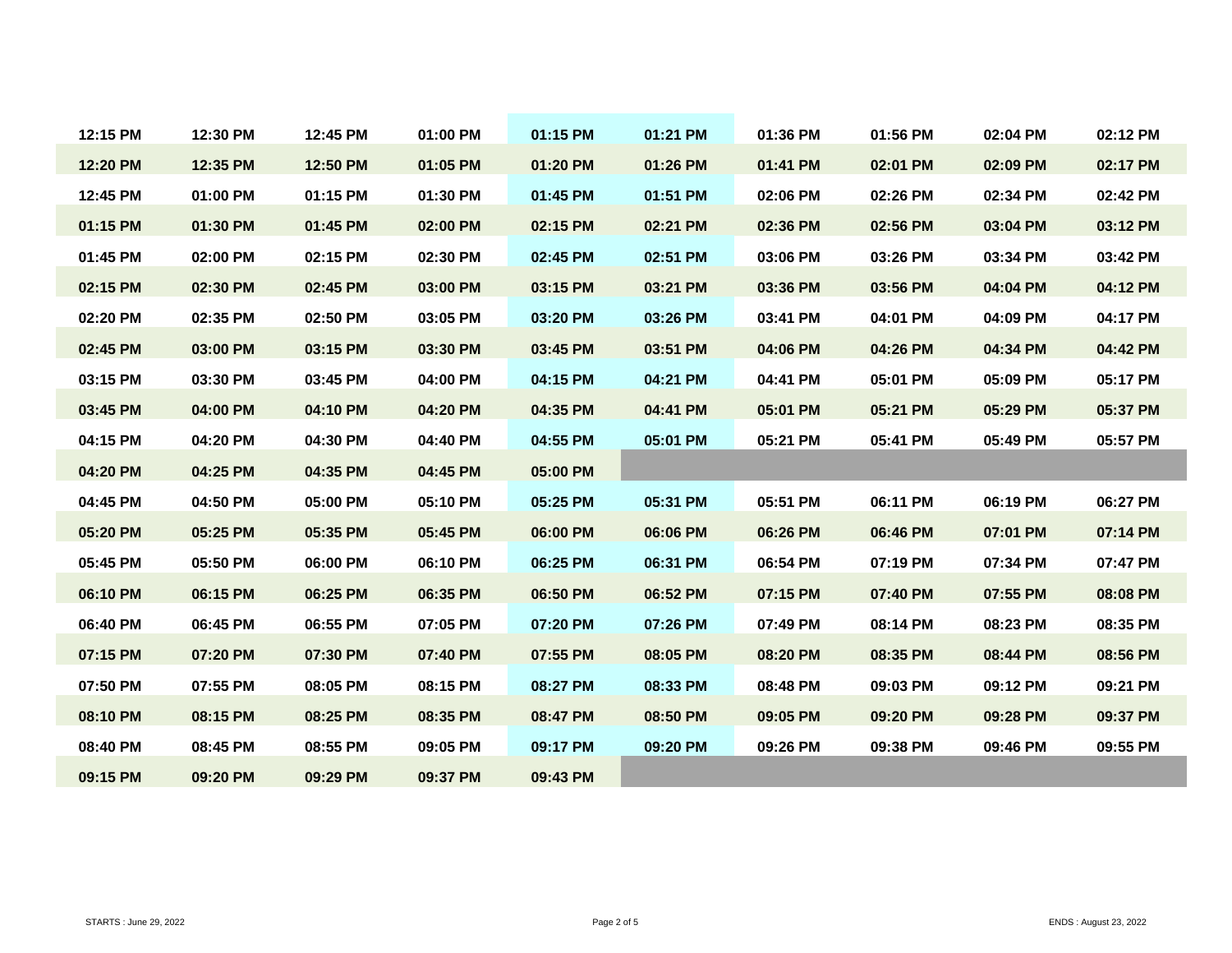| | | | | | | | | | |
|---|---|---|---|---|---|---|---|---|---|
| 12:15 PM | 12:30 PM | 12:45 PM | 01:00 PM | 01:15 PM | 01:21 PM | 01:36 PM | 01:56 PM | 02:04 PM | 02:12 PM |
| 12:20 PM | 12:35 PM | 12:50 PM | 01:05 PM | 01:20 PM | 01:26 PM | 01:41 PM | 02:01 PM | 02:09 PM | 02:17 PM |
| 12:45 PM | 01:00 PM | 01:15 PM | 01:30 PM | 01:45 PM | 01:51 PM | 02:06 PM | 02:26 PM | 02:34 PM | 02:42 PM |
| 01:15 PM | 01:30 PM | 01:45 PM | 02:00 PM | 02:15 PM | 02:21 PM | 02:36 PM | 02:56 PM | 03:04 PM | 03:12 PM |
| 01:45 PM | 02:00 PM | 02:15 PM | 02:30 PM | 02:45 PM | 02:51 PM | 03:06 PM | 03:26 PM | 03:34 PM | 03:42 PM |
| 02:15 PM | 02:30 PM | 02:45 PM | 03:00 PM | 03:15 PM | 03:21 PM | 03:36 PM | 03:56 PM | 04:04 PM | 04:12 PM |
| 02:20 PM | 02:35 PM | 02:50 PM | 03:05 PM | 03:20 PM | 03:26 PM | 03:41 PM | 04:01 PM | 04:09 PM | 04:17 PM |
| 02:45 PM | 03:00 PM | 03:15 PM | 03:30 PM | 03:45 PM | 03:51 PM | 04:06 PM | 04:26 PM | 04:34 PM | 04:42 PM |
| 03:15 PM | 03:30 PM | 03:45 PM | 04:00 PM | 04:15 PM | 04:21 PM | 04:41 PM | 05:01 PM | 05:09 PM | 05:17 PM |
| 03:45 PM | 04:00 PM | 04:10 PM | 04:20 PM | 04:35 PM | 04:41 PM | 05:01 PM | 05:21 PM | 05:29 PM | 05:37 PM |
| 04:15 PM | 04:20 PM | 04:30 PM | 04:40 PM | 04:55 PM | 05:01 PM | 05:21 PM | 05:41 PM | 05:49 PM | 05:57 PM |
| 04:20 PM | 04:25 PM | 04:35 PM | 04:45 PM | 05:00 PM | | | | | |
| 04:45 PM | 04:50 PM | 05:00 PM | 05:10 PM | 05:25 PM | 05:31 PM | 05:51 PM | 06:11 PM | 06:19 PM | 06:27 PM |
| 05:20 PM | 05:25 PM | 05:35 PM | 05:45 PM | 06:00 PM | 06:06 PM | 06:26 PM | 06:46 PM | 07:01 PM | 07:14 PM |
| 05:45 PM | 05:50 PM | 06:00 PM | 06:10 PM | 06:25 PM | 06:31 PM | 06:54 PM | 07:19 PM | 07:34 PM | 07:47 PM |
| 06:10 PM | 06:15 PM | 06:25 PM | 06:35 PM | 06:50 PM | 06:52 PM | 07:15 PM | 07:40 PM | 07:55 PM | 08:08 PM |
| 06:40 PM | 06:45 PM | 06:55 PM | 07:05 PM | 07:20 PM | 07:26 PM | 07:49 PM | 08:14 PM | 08:23 PM | 08:35 PM |
| 07:15 PM | 07:20 PM | 07:30 PM | 07:40 PM | 07:55 PM | 08:05 PM | 08:20 PM | 08:35 PM | 08:44 PM | 08:56 PM |
| 07:50 PM | 07:55 PM | 08:05 PM | 08:15 PM | 08:27 PM | 08:33 PM | 08:48 PM | 09:03 PM | 09:12 PM | 09:21 PM |
| 08:10 PM | 08:15 PM | 08:25 PM | 08:35 PM | 08:47 PM | 08:50 PM | 09:05 PM | 09:20 PM | 09:28 PM | 09:37 PM |
| 08:40 PM | 08:45 PM | 08:55 PM | 09:05 PM | 09:17 PM | 09:20 PM | 09:26 PM | 09:38 PM | 09:46 PM | 09:55 PM |
| 09:15 PM | 09:20 PM | 09:29 PM | 09:37 PM | 09:43 PM | | | | | |

STARTS : June 29, 2022

ENDS : August 23, 2022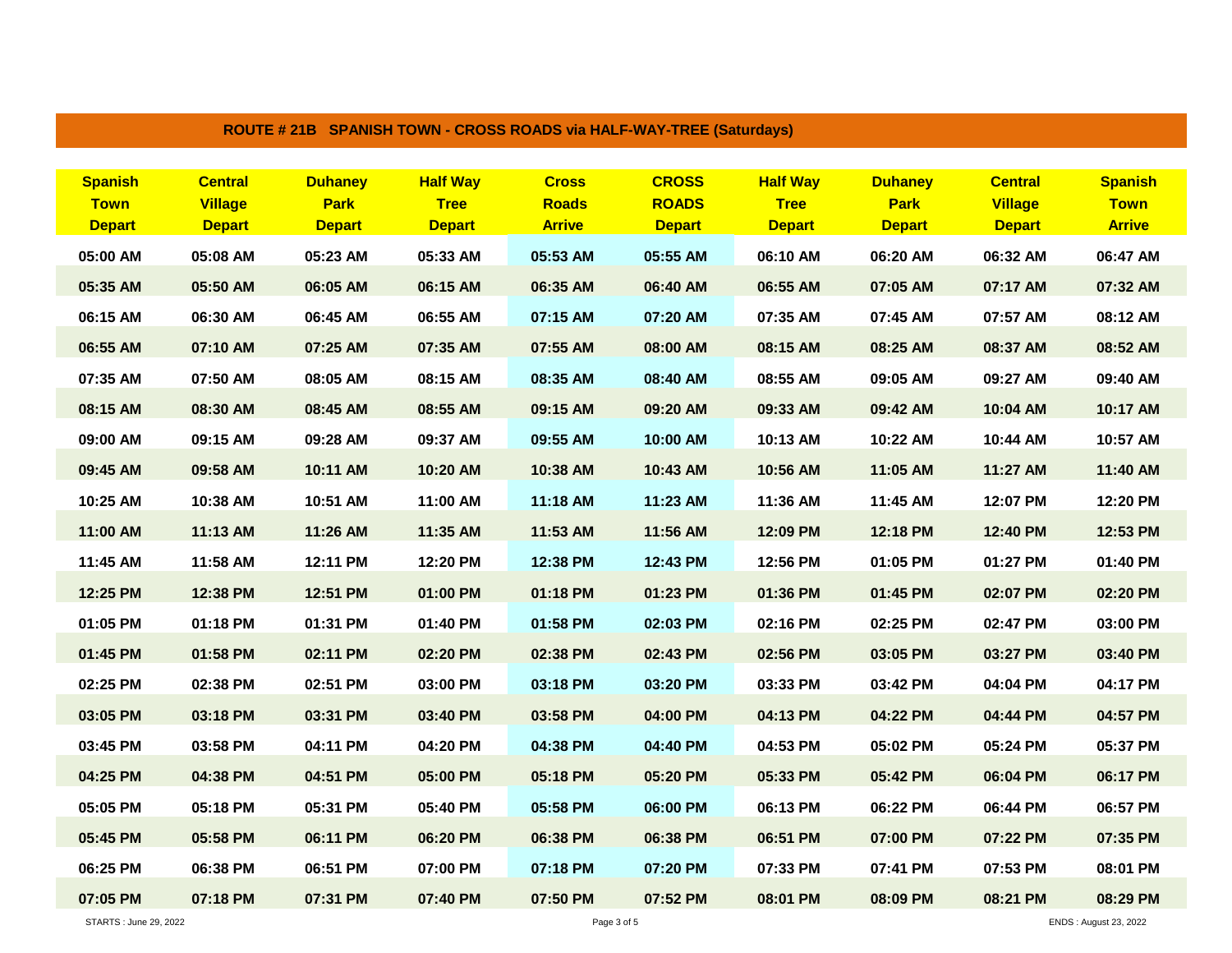## ROUTE # 21B SPANISH TOWN - CROSS ROADS via HALF-WAY-TREE (Saturdays)

| Spanish Town Depart | Central Village Depart | Duhaney Park Depart | Half Way Tree Depart | Cross Roads Arrive | CROSS ROADS Depart | Half Way Tree Depart | Duhaney Park Depart | Central Village Depart | Spanish Town Arrive |
|---|---|---|---|---|---|---|---|---|---|
| 05:00 AM | 05:08 AM | 05:23 AM | 05:33 AM | 05:53 AM | 05:55 AM | 06:10 AM | 06:20 AM | 06:32 AM | 06:47 AM |
| 05:35 AM | 05:50 AM | 06:05 AM | 06:15 AM | 06:35 AM | 06:40 AM | 06:55 AM | 07:05 AM | 07:17 AM | 07:32 AM |
| 06:15 AM | 06:30 AM | 06:45 AM | 06:55 AM | 07:15 AM | 07:20 AM | 07:35 AM | 07:45 AM | 07:57 AM | 08:12 AM |
| 06:55 AM | 07:10 AM | 07:25 AM | 07:35 AM | 07:55 AM | 08:00 AM | 08:15 AM | 08:25 AM | 08:37 AM | 08:52 AM |
| 07:35 AM | 07:50 AM | 08:05 AM | 08:15 AM | 08:35 AM | 08:40 AM | 08:55 AM | 09:05 AM | 09:27 AM | 09:40 AM |
| 08:15 AM | 08:30 AM | 08:45 AM | 08:55 AM | 09:15 AM | 09:20 AM | 09:33 AM | 09:42 AM | 10:04 AM | 10:17 AM |
| 09:00 AM | 09:15 AM | 09:28 AM | 09:37 AM | 09:55 AM | 10:00 AM | 10:13 AM | 10:22 AM | 10:44 AM | 10:57 AM |
| 09:45 AM | 09:58 AM | 10:11 AM | 10:20 AM | 10:38 AM | 10:43 AM | 10:56 AM | 11:05 AM | 11:27 AM | 11:40 AM |
| 10:25 AM | 10:38 AM | 10:51 AM | 11:00 AM | 11:18 AM | 11:23 AM | 11:36 AM | 11:45 AM | 12:07 PM | 12:20 PM |
| 11:00 AM | 11:13 AM | 11:26 AM | 11:35 AM | 11:53 AM | 11:56 AM | 12:09 PM | 12:18 PM | 12:40 PM | 12:53 PM |
| 11:45 AM | 11:58 AM | 12:11 PM | 12:20 PM | 12:38 PM | 12:43 PM | 12:56 PM | 01:05 PM | 01:27 PM | 01:40 PM |
| 12:25 PM | 12:38 PM | 12:51 PM | 01:00 PM | 01:18 PM | 01:23 PM | 01:36 PM | 01:45 PM | 02:07 PM | 02:20 PM |
| 01:05 PM | 01:18 PM | 01:31 PM | 01:40 PM | 01:58 PM | 02:03 PM | 02:16 PM | 02:25 PM | 02:47 PM | 03:00 PM |
| 01:45 PM | 01:58 PM | 02:11 PM | 02:20 PM | 02:38 PM | 02:43 PM | 02:56 PM | 03:05 PM | 03:27 PM | 03:40 PM |
| 02:25 PM | 02:38 PM | 02:51 PM | 03:00 PM | 03:18 PM | 03:20 PM | 03:33 PM | 03:42 PM | 04:04 PM | 04:17 PM |
| 03:05 PM | 03:18 PM | 03:31 PM | 03:40 PM | 03:58 PM | 04:00 PM | 04:13 PM | 04:22 PM | 04:44 PM | 04:57 PM |
| 03:45 PM | 03:58 PM | 04:11 PM | 04:20 PM | 04:38 PM | 04:40 PM | 04:53 PM | 05:02 PM | 05:24 PM | 05:37 PM |
| 04:25 PM | 04:38 PM | 04:51 PM | 05:00 PM | 05:18 PM | 05:20 PM | 05:33 PM | 05:42 PM | 06:04 PM | 06:17 PM |
| 05:05 PM | 05:18 PM | 05:31 PM | 05:40 PM | 05:58 PM | 06:00 PM | 06:13 PM | 06:22 PM | 06:44 PM | 06:57 PM |
| 05:45 PM | 05:58 PM | 06:11 PM | 06:20 PM | 06:38 PM | 06:38 PM | 06:51 PM | 07:00 PM | 07:22 PM | 07:35 PM |
| 06:25 PM | 06:38 PM | 06:51 PM | 07:00 PM | 07:18 PM | 07:20 PM | 07:33 PM | 07:41 PM | 07:53 PM | 08:01 PM |
| 07:05 PM | 07:18 PM | 07:31 PM | 07:40 PM | 07:50 PM | 07:52 PM | 08:01 PM | 08:09 PM | 08:21 PM | 08:29 PM |

STARTS : June 29, 2022

ENDS : August 23, 2022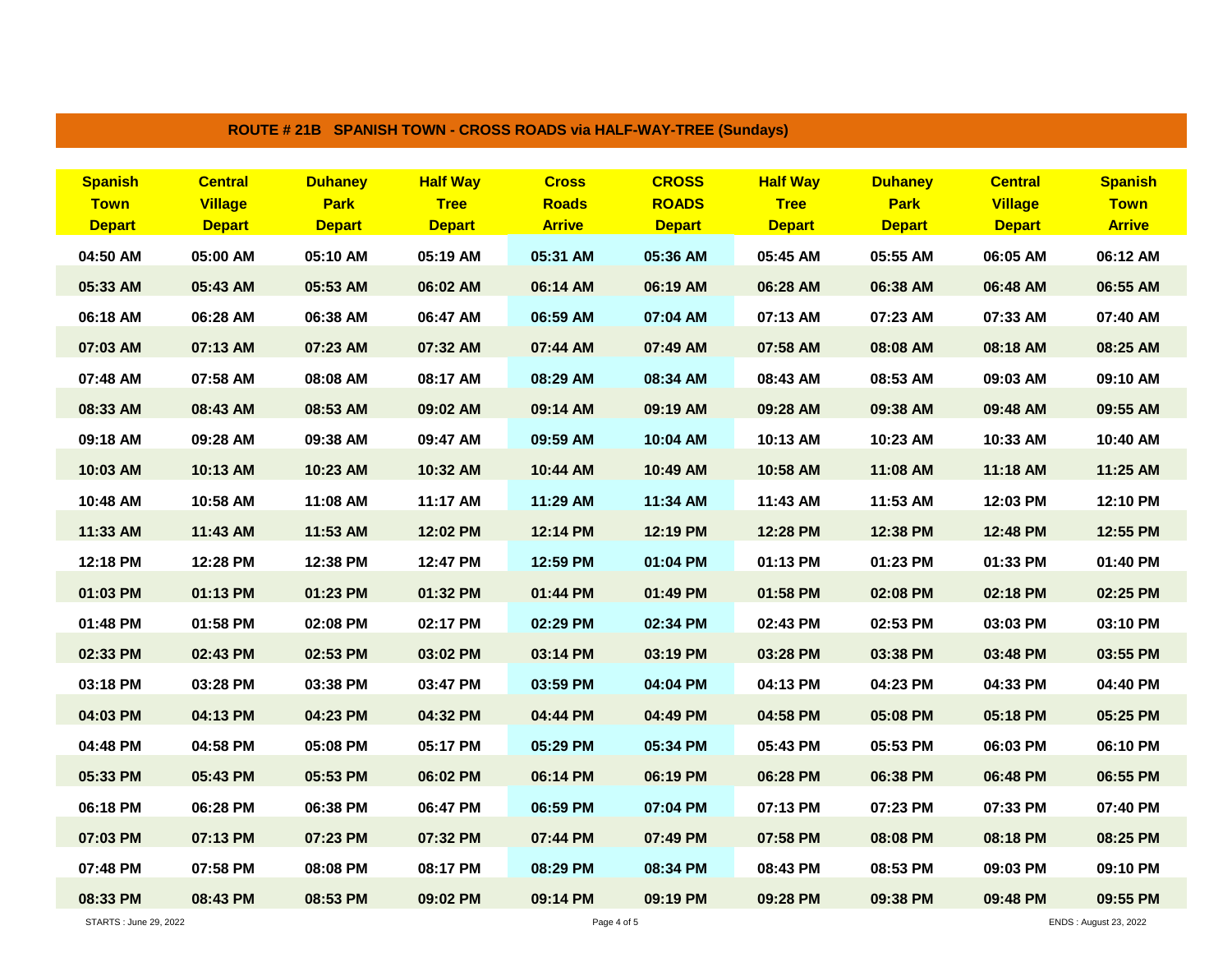## ROUTE # 21B SPANISH TOWN - CROSS ROADS via HALF-WAY-TREE (Sundays)

| Spanish Town Depart | Central Village Depart | Duhaney Park Depart | Half Way Tree Depart | Cross Roads Arrive | CROSS ROADS Depart | Half Way Tree Depart | Duhaney Park Depart | Central Village Depart | Spanish Town Arrive |
|---|---|---|---|---|---|---|---|---|---|
| 04:50 AM | 05:00 AM | 05:10 AM | 05:19 AM | 05:31 AM | 05:36 AM | 05:45 AM | 05:55 AM | 06:05 AM | 06:12 AM |
| 05:33 AM | 05:43 AM | 05:53 AM | 06:02 AM | 06:14 AM | 06:19 AM | 06:28 AM | 06:38 AM | 06:48 AM | 06:55 AM |
| 06:18 AM | 06:28 AM | 06:38 AM | 06:47 AM | 06:59 AM | 07:04 AM | 07:13 AM | 07:23 AM | 07:33 AM | 07:40 AM |
| 07:03 AM | 07:13 AM | 07:23 AM | 07:32 AM | 07:44 AM | 07:49 AM | 07:58 AM | 08:08 AM | 08:18 AM | 08:25 AM |
| 07:48 AM | 07:58 AM | 08:08 AM | 08:17 AM | 08:29 AM | 08:34 AM | 08:43 AM | 08:53 AM | 09:03 AM | 09:10 AM |
| 08:33 AM | 08:43 AM | 08:53 AM | 09:02 AM | 09:14 AM | 09:19 AM | 09:28 AM | 09:38 AM | 09:48 AM | 09:55 AM |
| 09:18 AM | 09:28 AM | 09:38 AM | 09:47 AM | 09:59 AM | 10:04 AM | 10:13 AM | 10:23 AM | 10:33 AM | 10:40 AM |
| 10:03 AM | 10:13 AM | 10:23 AM | 10:32 AM | 10:44 AM | 10:49 AM | 10:58 AM | 11:08 AM | 11:18 AM | 11:25 AM |
| 10:48 AM | 10:58 AM | 11:08 AM | 11:17 AM | 11:29 AM | 11:34 AM | 11:43 AM | 11:53 AM | 12:03 PM | 12:10 PM |
| 11:33 AM | 11:43 AM | 11:53 AM | 12:02 PM | 12:14 PM | 12:19 PM | 12:28 PM | 12:38 PM | 12:48 PM | 12:55 PM |
| 12:18 PM | 12:28 PM | 12:38 PM | 12:47 PM | 12:59 PM | 01:04 PM | 01:13 PM | 01:23 PM | 01:33 PM | 01:40 PM |
| 01:03 PM | 01:13 PM | 01:23 PM | 01:32 PM | 01:44 PM | 01:49 PM | 01:58 PM | 02:08 PM | 02:18 PM | 02:25 PM |
| 01:48 PM | 01:58 PM | 02:08 PM | 02:17 PM | 02:29 PM | 02:34 PM | 02:43 PM | 02:53 PM | 03:03 PM | 03:10 PM |
| 02:33 PM | 02:43 PM | 02:53 PM | 03:02 PM | 03:14 PM | 03:19 PM | 03:28 PM | 03:38 PM | 03:48 PM | 03:55 PM |
| 03:18 PM | 03:28 PM | 03:38 PM | 03:47 PM | 03:59 PM | 04:04 PM | 04:13 PM | 04:23 PM | 04:33 PM | 04:40 PM |
| 04:03 PM | 04:13 PM | 04:23 PM | 04:32 PM | 04:44 PM | 04:49 PM | 04:58 PM | 05:08 PM | 05:18 PM | 05:25 PM |
| 04:48 PM | 04:58 PM | 05:08 PM | 05:17 PM | 05:29 PM | 05:34 PM | 05:43 PM | 05:53 PM | 06:03 PM | 06:10 PM |
| 05:33 PM | 05:43 PM | 05:53 PM | 06:02 PM | 06:14 PM | 06:19 PM | 06:28 PM | 06:38 PM | 06:48 PM | 06:55 PM |
| 06:18 PM | 06:28 PM | 06:38 PM | 06:47 PM | 06:59 PM | 07:04 PM | 07:13 PM | 07:23 PM | 07:33 PM | 07:40 PM |
| 07:03 PM | 07:13 PM | 07:23 PM | 07:32 PM | 07:44 PM | 07:49 PM | 07:58 PM | 08:08 PM | 08:18 PM | 08:25 PM |
| 07:48 PM | 07:58 PM | 08:08 PM | 08:17 PM | 08:29 PM | 08:34 PM | 08:43 PM | 08:53 PM | 09:03 PM | 09:10 PM |
| 08:33 PM | 08:43 PM | 08:53 PM | 09:02 PM | 09:14 PM | 09:19 PM | 09:28 PM | 09:38 PM | 09:48 PM | 09:55 PM |

STARTS : June 29, 2022

ENDS : August 23, 2022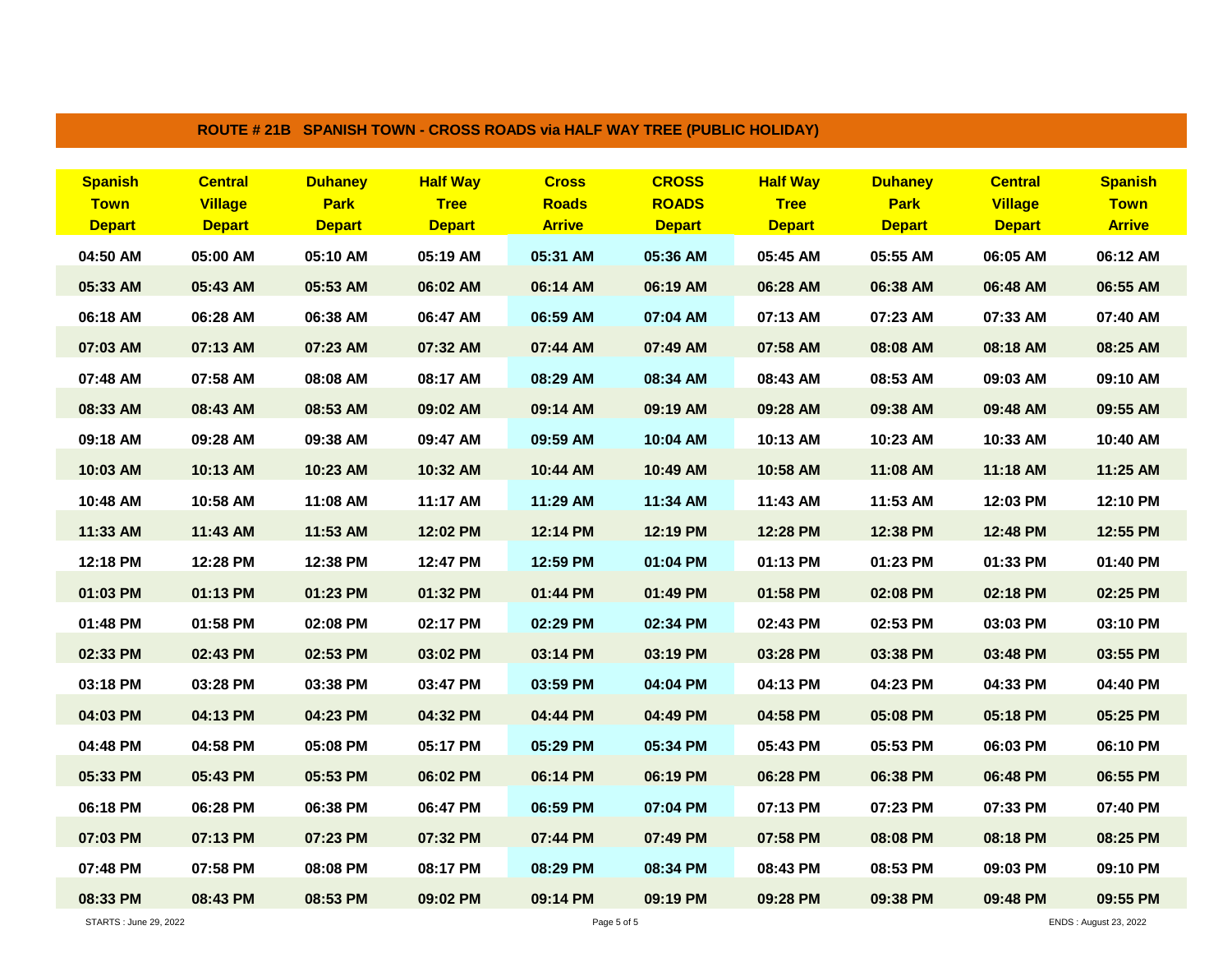## ROUTE # 21B SPANISH TOWN - CROSS ROADS via HALF WAY TREE (PUBLIC HOLIDAY)

| Spanish Town Depart | Central Village Depart | Duhaney Park Depart | Half Way Tree Depart | Cross Roads Arrive | CROSS ROADS Depart | Half Way Tree Depart | Duhaney Park Depart | Central Village Depart | Spanish Town Arrive |
|---|---|---|---|---|---|---|---|---|---|
| 04:50 AM | 05:00 AM | 05:10 AM | 05:19 AM | 05:31 AM | 05:36 AM | 05:45 AM | 05:55 AM | 06:05 AM | 06:12 AM |
| 05:33 AM | 05:43 AM | 05:53 AM | 06:02 AM | 06:14 AM | 06:19 AM | 06:28 AM | 06:38 AM | 06:48 AM | 06:55 AM |
| 06:18 AM | 06:28 AM | 06:38 AM | 06:47 AM | 06:59 AM | 07:04 AM | 07:13 AM | 07:23 AM | 07:33 AM | 07:40 AM |
| 07:03 AM | 07:13 AM | 07:23 AM | 07:32 AM | 07:44 AM | 07:49 AM | 07:58 AM | 08:08 AM | 08:18 AM | 08:25 AM |
| 07:48 AM | 07:58 AM | 08:08 AM | 08:17 AM | 08:29 AM | 08:34 AM | 08:43 AM | 08:53 AM | 09:03 AM | 09:10 AM |
| 08:33 AM | 08:43 AM | 08:53 AM | 09:02 AM | 09:14 AM | 09:19 AM | 09:28 AM | 09:38 AM | 09:48 AM | 09:55 AM |
| 09:18 AM | 09:28 AM | 09:38 AM | 09:47 AM | 09:59 AM | 10:04 AM | 10:13 AM | 10:23 AM | 10:33 AM | 10:40 AM |
| 10:03 AM | 10:13 AM | 10:23 AM | 10:32 AM | 10:44 AM | 10:49 AM | 10:58 AM | 11:08 AM | 11:18 AM | 11:25 AM |
| 10:48 AM | 10:58 AM | 11:08 AM | 11:17 AM | 11:29 AM | 11:34 AM | 11:43 AM | 11:53 AM | 12:03 PM | 12:10 PM |
| 11:33 AM | 11:43 AM | 11:53 AM | 12:02 PM | 12:14 PM | 12:19 PM | 12:28 PM | 12:38 PM | 12:48 PM | 12:55 PM |
| 12:18 PM | 12:28 PM | 12:38 PM | 12:47 PM | 12:59 PM | 01:04 PM | 01:13 PM | 01:23 PM | 01:33 PM | 01:40 PM |
| 01:03 PM | 01:13 PM | 01:23 PM | 01:32 PM | 01:44 PM | 01:49 PM | 01:58 PM | 02:08 PM | 02:18 PM | 02:25 PM |
| 01:48 PM | 01:58 PM | 02:08 PM | 02:17 PM | 02:29 PM | 02:34 PM | 02:43 PM | 02:53 PM | 03:03 PM | 03:10 PM |
| 02:33 PM | 02:43 PM | 02:53 PM | 03:02 PM | 03:14 PM | 03:19 PM | 03:28 PM | 03:38 PM | 03:48 PM | 03:55 PM |
| 03:18 PM | 03:28 PM | 03:38 PM | 03:47 PM | 03:59 PM | 04:04 PM | 04:13 PM | 04:23 PM | 04:33 PM | 04:40 PM |
| 04:03 PM | 04:13 PM | 04:23 PM | 04:32 PM | 04:44 PM | 04:49 PM | 04:58 PM | 05:08 PM | 05:18 PM | 05:25 PM |
| 04:48 PM | 04:58 PM | 05:08 PM | 05:17 PM | 05:29 PM | 05:34 PM | 05:43 PM | 05:53 PM | 06:03 PM | 06:10 PM |
| 05:33 PM | 05:43 PM | 05:53 PM | 06:02 PM | 06:14 PM | 06:19 PM | 06:28 PM | 06:38 PM | 06:48 PM | 06:55 PM |
| 06:18 PM | 06:28 PM | 06:38 PM | 06:47 PM | 06:59 PM | 07:04 PM | 07:13 PM | 07:23 PM | 07:33 PM | 07:40 PM |
| 07:03 PM | 07:13 PM | 07:23 PM | 07:32 PM | 07:44 PM | 07:49 PM | 07:58 PM | 08:08 PM | 08:18 PM | 08:25 PM |
| 07:48 PM | 07:58 PM | 08:08 PM | 08:17 PM | 08:29 PM | 08:34 PM | 08:43 PM | 08:53 PM | 09:03 PM | 09:10 PM |
| 08:33 PM | 08:43 PM | 08:53 PM | 09:02 PM | 09:14 PM | 09:19 PM | 09:28 PM | 09:38 PM | 09:48 PM | 09:55 PM |

STARTS : June 29, 2022

ENDS : August 23, 2022